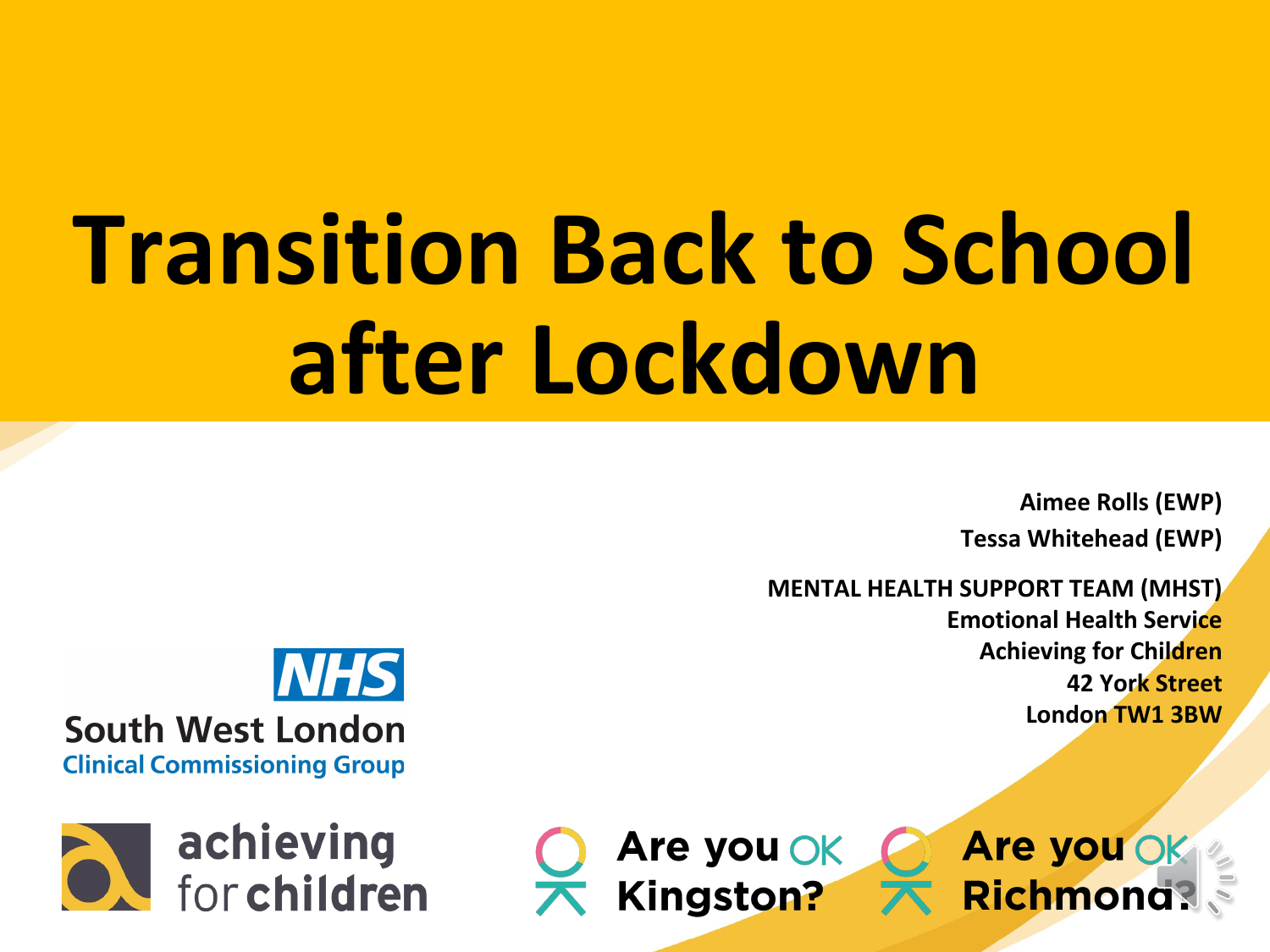# Transition Back to School after Lockdown

Aimee Rolls (EWP)

Tessa Whitehead (EWP)

MENTAL HEALTH SUPPORT TEAM (MHST)
Emotional Health Service
Achieving for Children
42 York Street
London TW1 3BW

NHS
South West London
Clinical Commissioning Group

achieving for children

Are you OK Kingston?

Are you OK Richmond?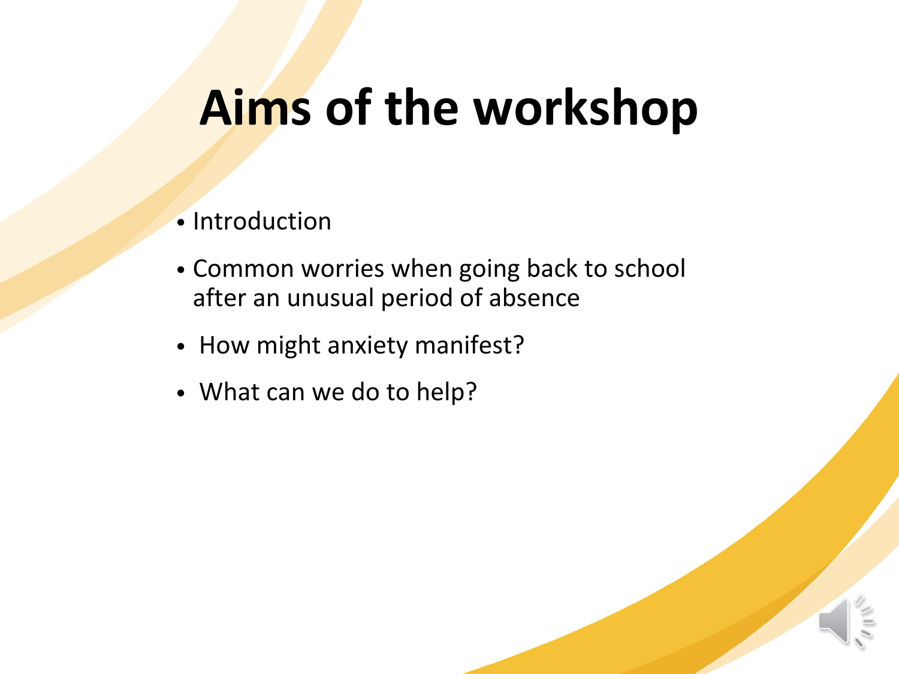# Aims of the workshop

- Introduction
- Common worries when going back to school after an unusual period of absence
- How might anxiety manifest?
- What can we do to help?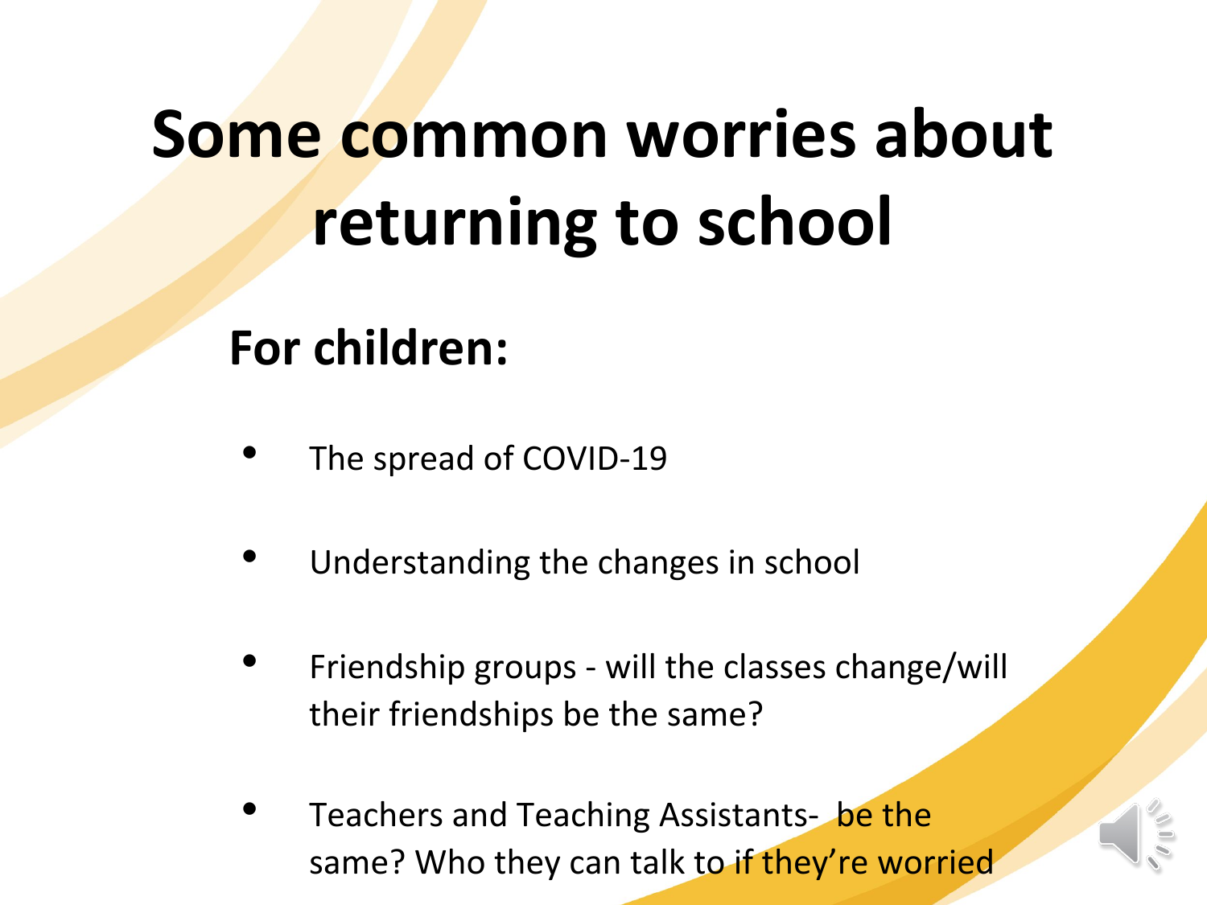# Some common worries about returning to school

## For children:

- The spread of COVID-19
- Understanding the changes in school
- Friendship groups - will the classes change/will their friendships be the same?
- Teachers and Teaching Assistants-  be the same? Who they can talk to if they're worried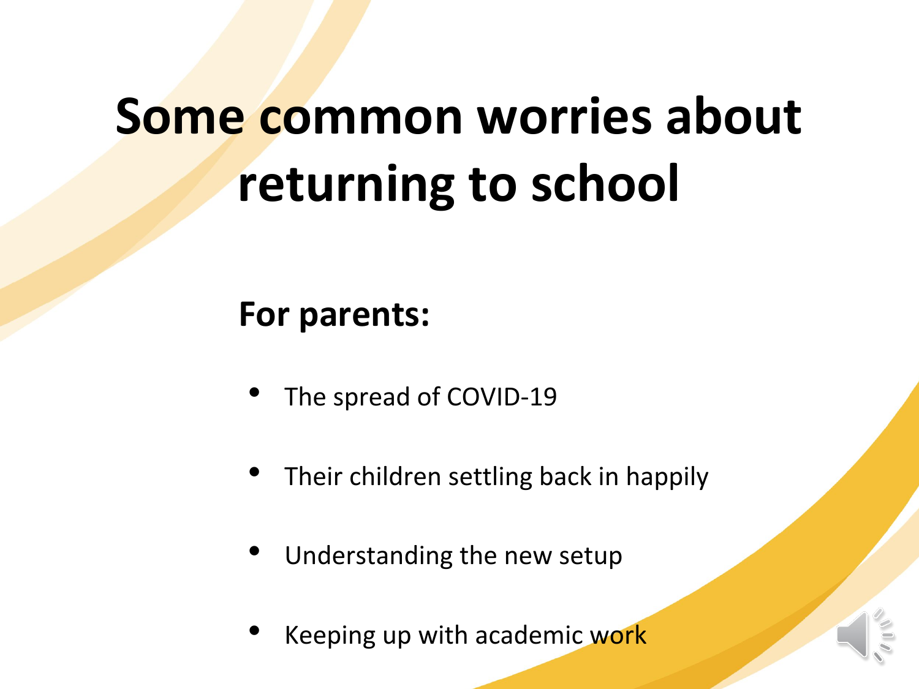# Some common worries about returning to school

**For parents:**

- The spread of COVID-19
- Their children settling back in happily
- Understanding the new setup
- Keeping up with academic work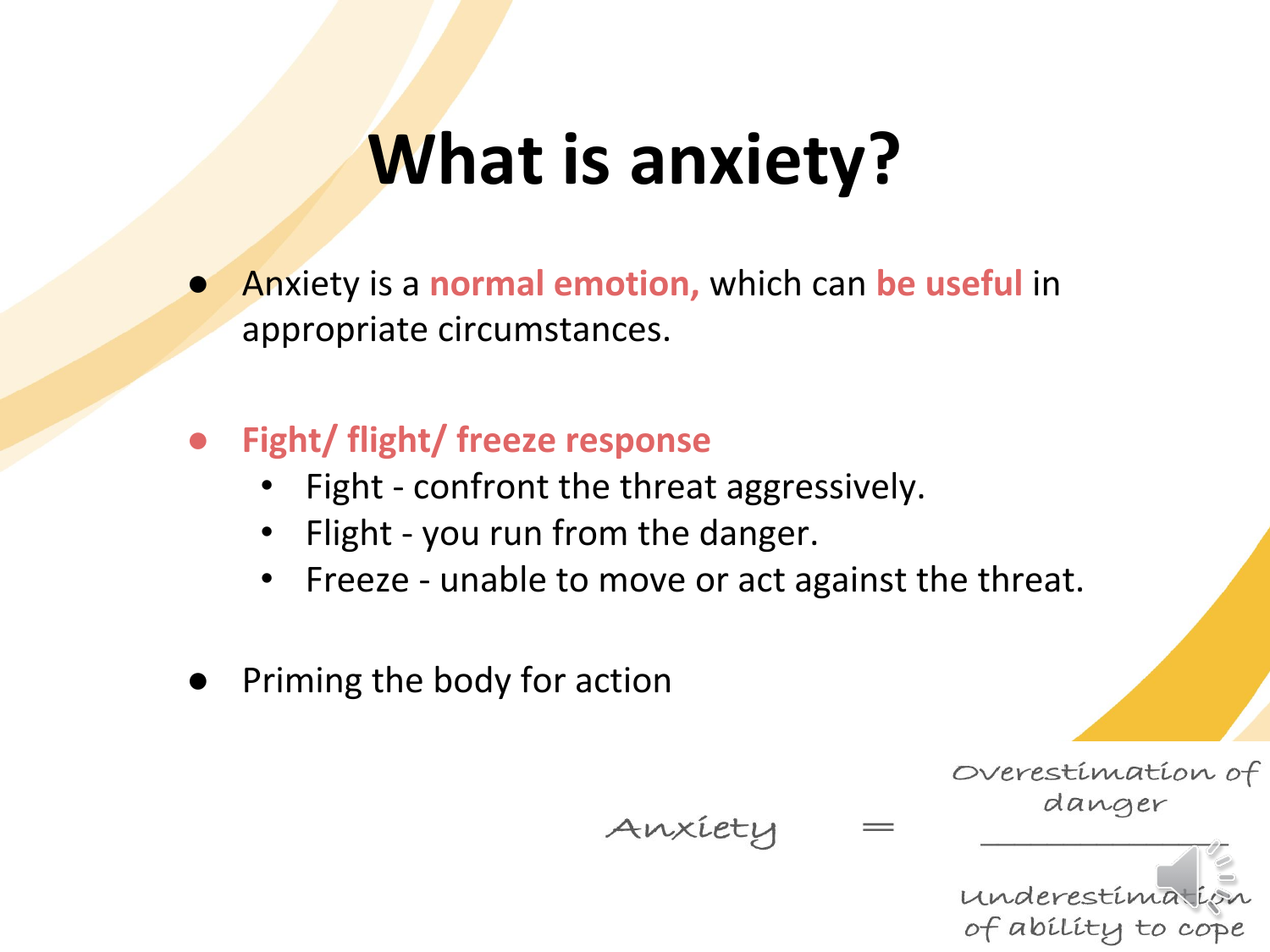# What is anxiety?

- Anxiety is a **normal emotion,** which can **be useful** in appropriate circumstances.

- **Fight/ flight/ freeze response**
  - Fight - confront the threat aggressively.
  - Flight - you run from the danger.
  - Freeze - unable to move or act against the threat.

- Priming the body for action

$$\text{Anxiety} = \frac{\text{Overestimation of danger}}{\text{Underestimation of ability to cope}}$$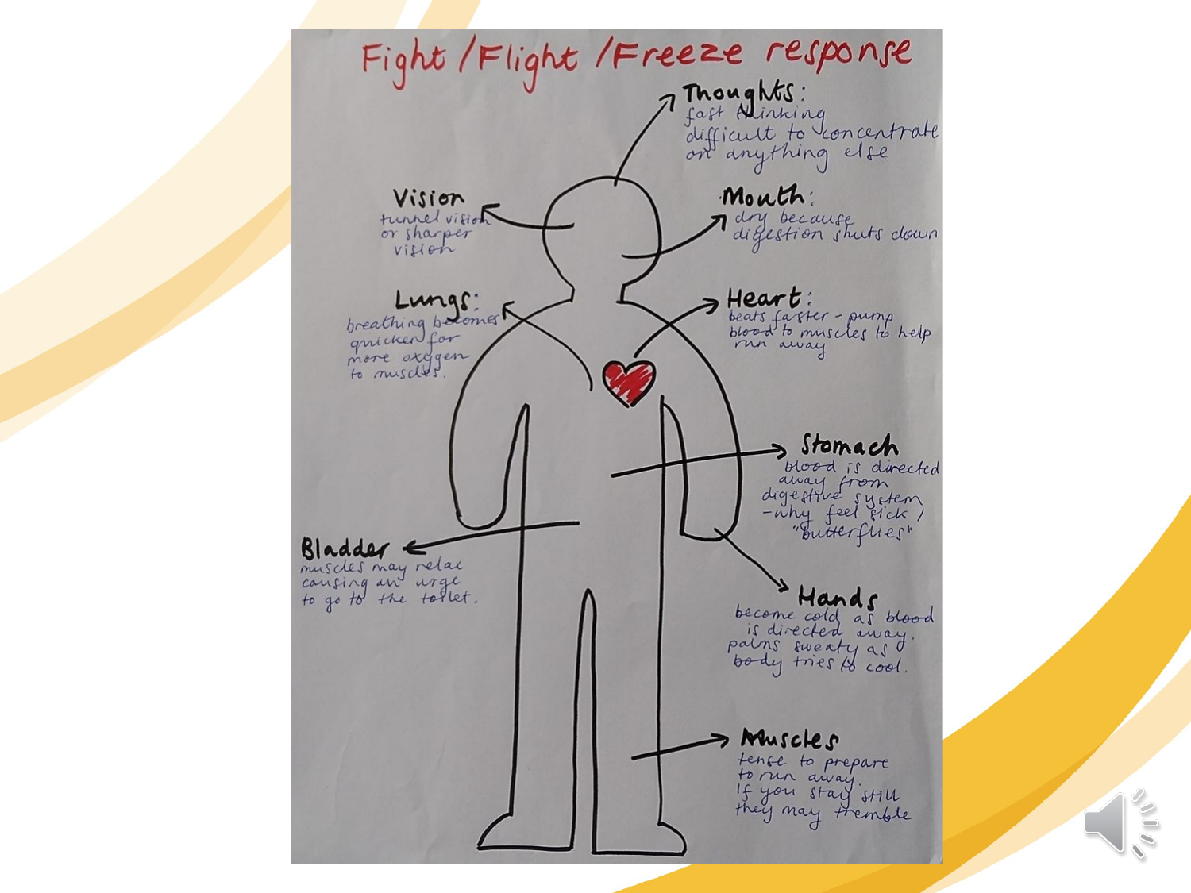# Fight / Flight / Freeze response

**Thoughts:**
fast thinking
difficult to concentrate on anything else

**Vision**
tunnel vision or sharper vision

**Mouth:**
dry because digestion shuts down

**Lungs:**
breathing becomes quicker for more oxygen to muscles.

**Heart:**
beats faster - pump blood to muscles to help run away

**Stomach**
blood is directed away from digestive system - why feel sick / "butterflies"

**Bladder**
muscles may relax causing an urge to go to the toilet.

**Hands**
become cold as blood is directed away. palms sweaty as body tries to cool.

**Muscles**
tense to prepare to run away. If you stay still they may tremble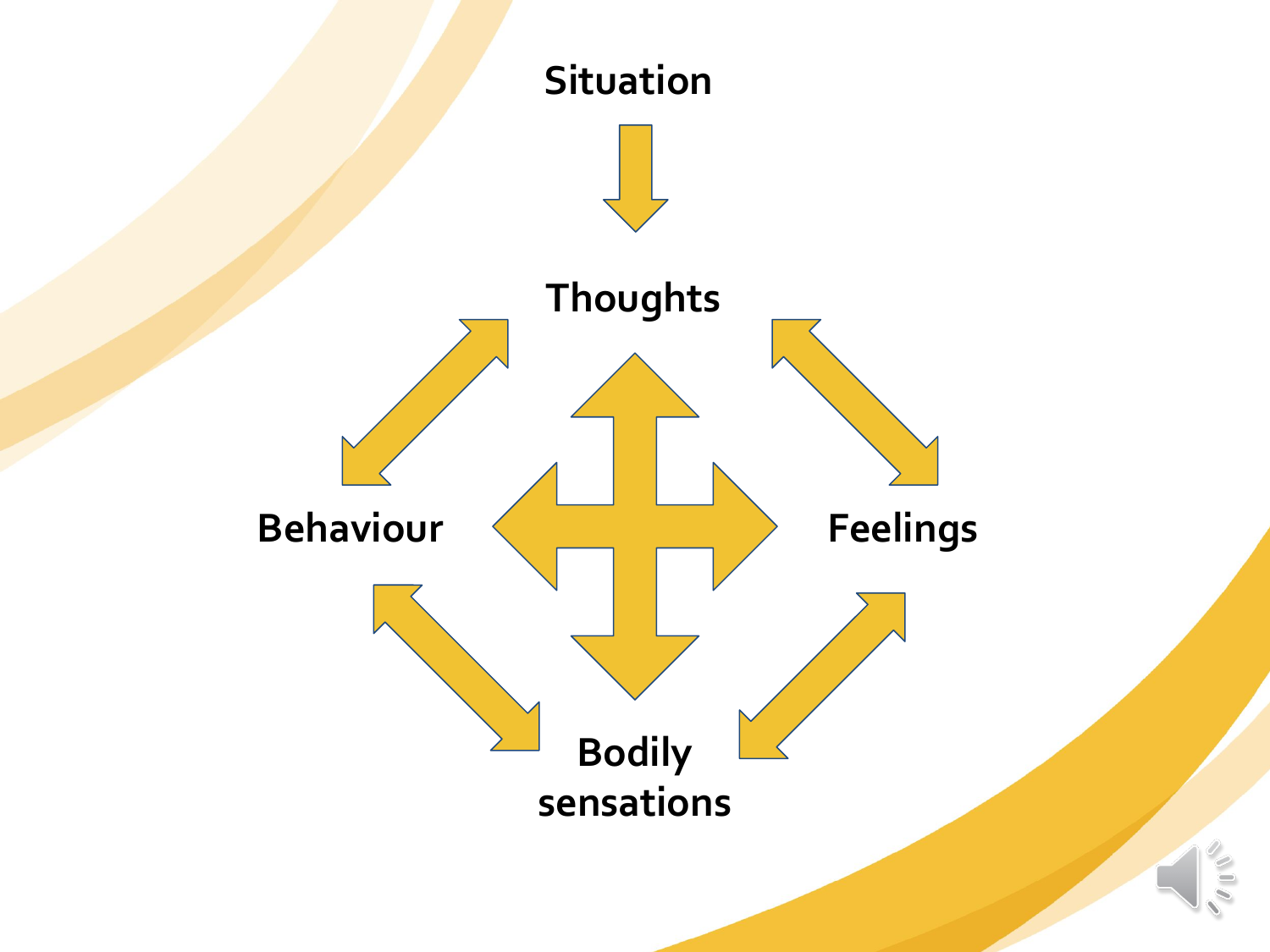Situation

Thoughts

Behaviour

Feelings

Bodily sensations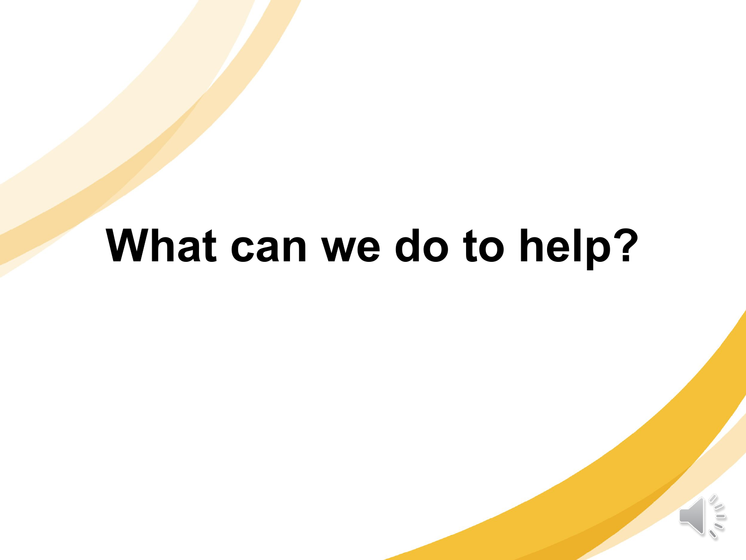# What can we do to help?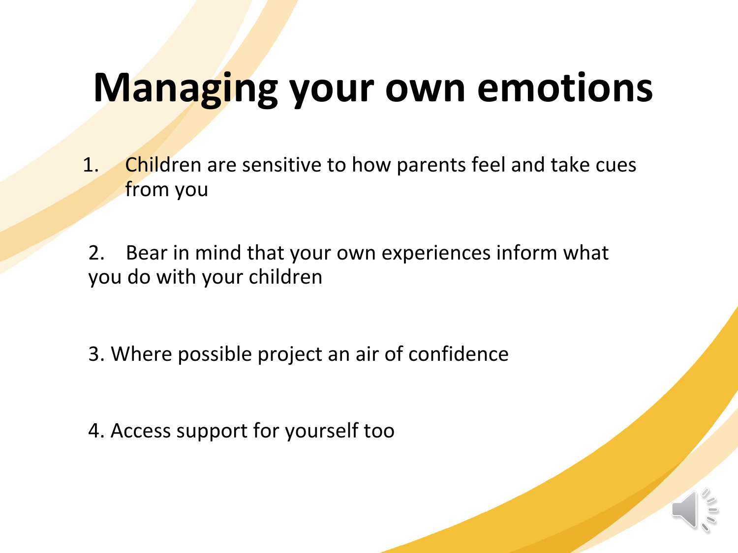# Managing your own emotions

1. Children are sensitive to how parents feel and take cues from you

2. Bear in mind that your own experiences inform what you do with your children

3. Where possible project an air of confidence

4. Access support for yourself too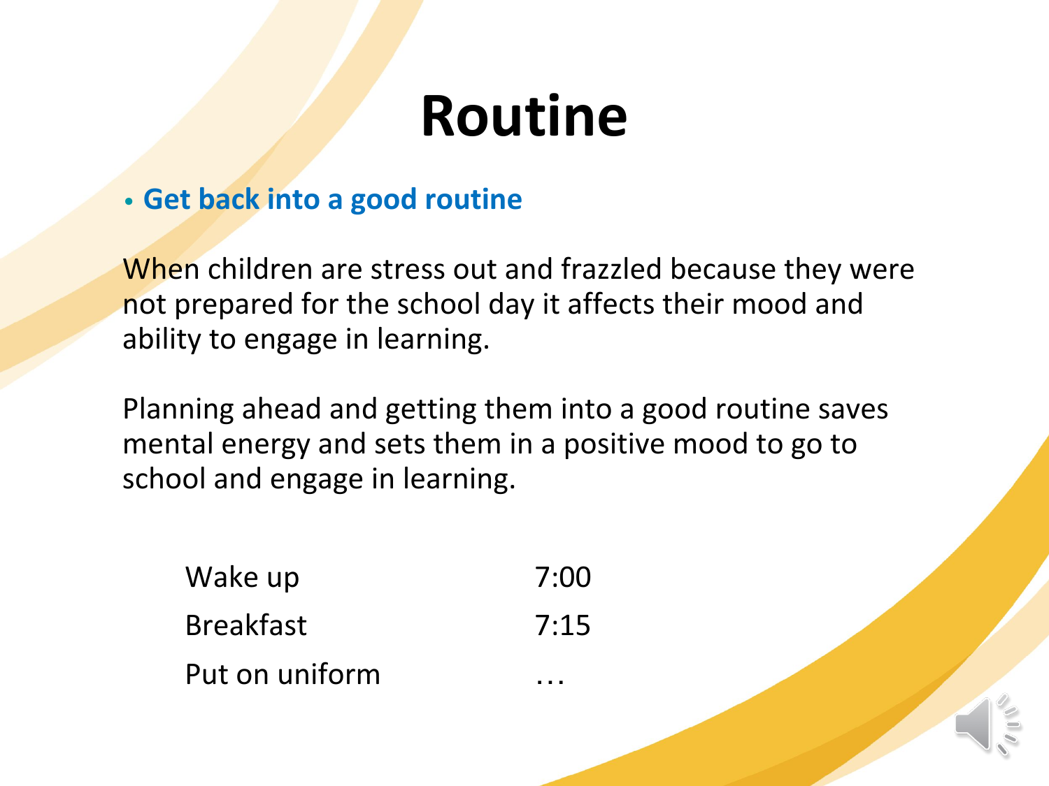# Routine

- **Get back into a good routine**

When children are stress out and frazzled because they were not prepared for the school day it affects their mood and ability to engage in learning.

Planning ahead and getting them into a good routine saves mental energy and sets them in a positive mood to go to school and engage in learning.

| | |
|---|---|
| Wake up | 7:00 |
| Breakfast | 7:15 |
| Put on uniform | … |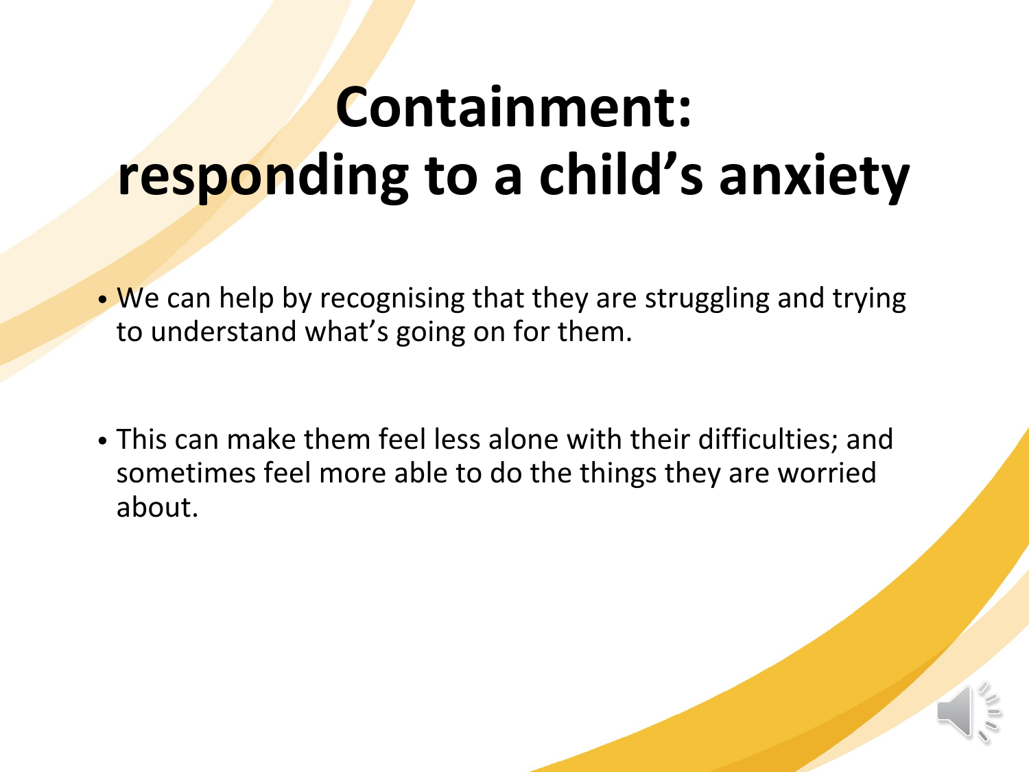# Containment: responding to a child's anxiety

- We can help by recognising that they are struggling and trying to understand what's going on for them.
- This can make them feel less alone with their difficulties; and sometimes feel more able to do the things they are worried about.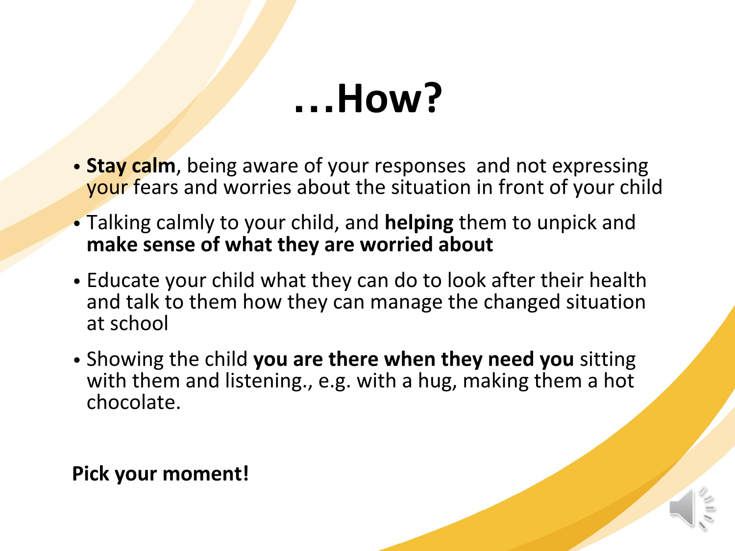# …How?

- **Stay calm**, being aware of your responses and not expressing your fears and worries about the situation in front of your child
- Talking calmly to your child, and **helping** them to unpick and **make sense of what they are worried about**
- Educate your child what they can do to look after their health and talk to them how they can manage the changed situation at school
- Showing the child **you are there when they need you** sitting with them and listening., e.g. with a hug, making them a hot chocolate.

**Pick your moment!**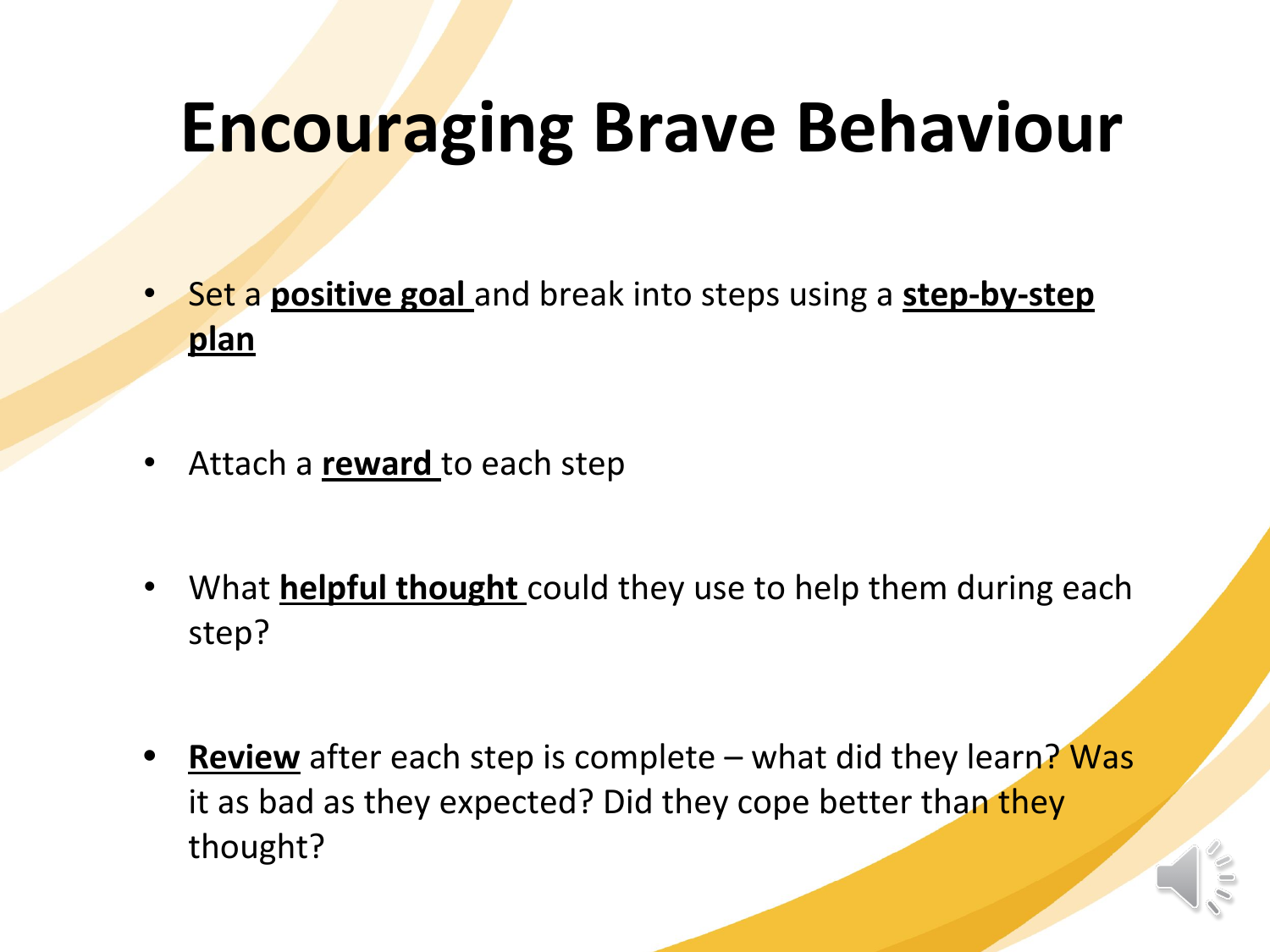# Encouraging Brave Behaviour

- Set a **positive goal** and break into steps using a **step-by-step plan**
- Attach a **reward** to each step
- What **helpful thought** could they use to help them during each step?
- **Review** after each step is complete – what did they learn? Was it as bad as they expected? Did they cope better than they thought?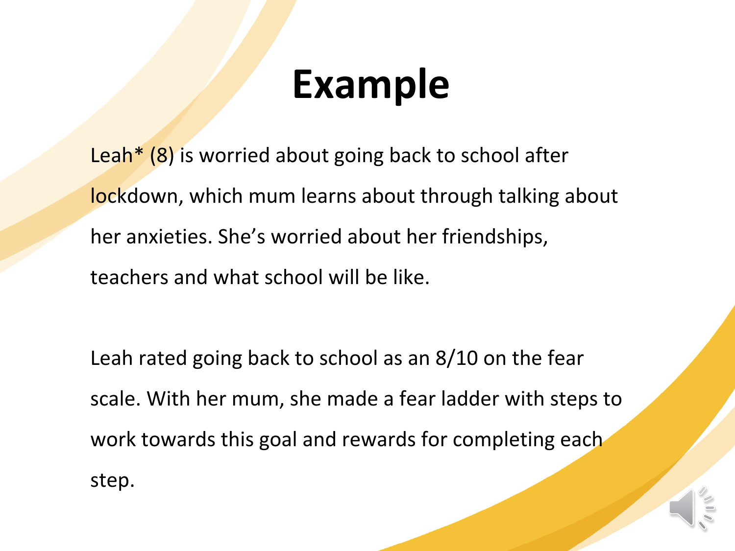# Example

Leah* (8) is worried about going back to school after lockdown, which mum learns about through talking about her anxieties. She's worried about her friendships, teachers and what school will be like.

Leah rated going back to school as an 8/10 on the fear scale. With her mum, she made a fear ladder with steps to work towards this goal and rewards for completing each step.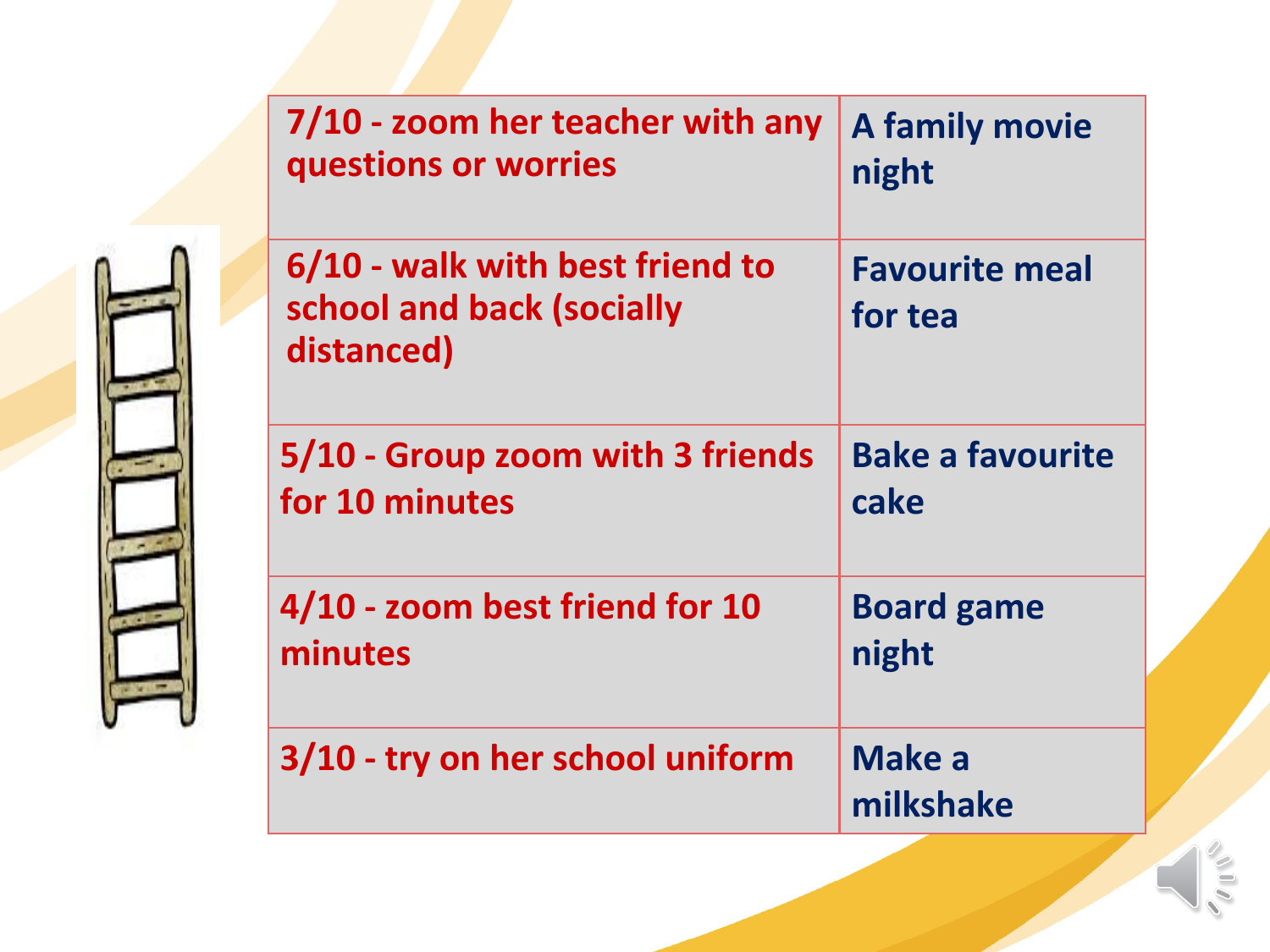| | |
|---|---|
| 7/10 - zoom her teacher with any questions or worries | A family movie night |
| 6/10 - walk with best friend to school and back (socially distanced) | Favourite meal for tea |
| 5/10 - Group zoom with 3 friends for 10 minutes | Bake a favourite cake |
| 4/10 - zoom best friend for 10 minutes | Board game night |
| 3/10 - try on her school uniform | Make a milkshake |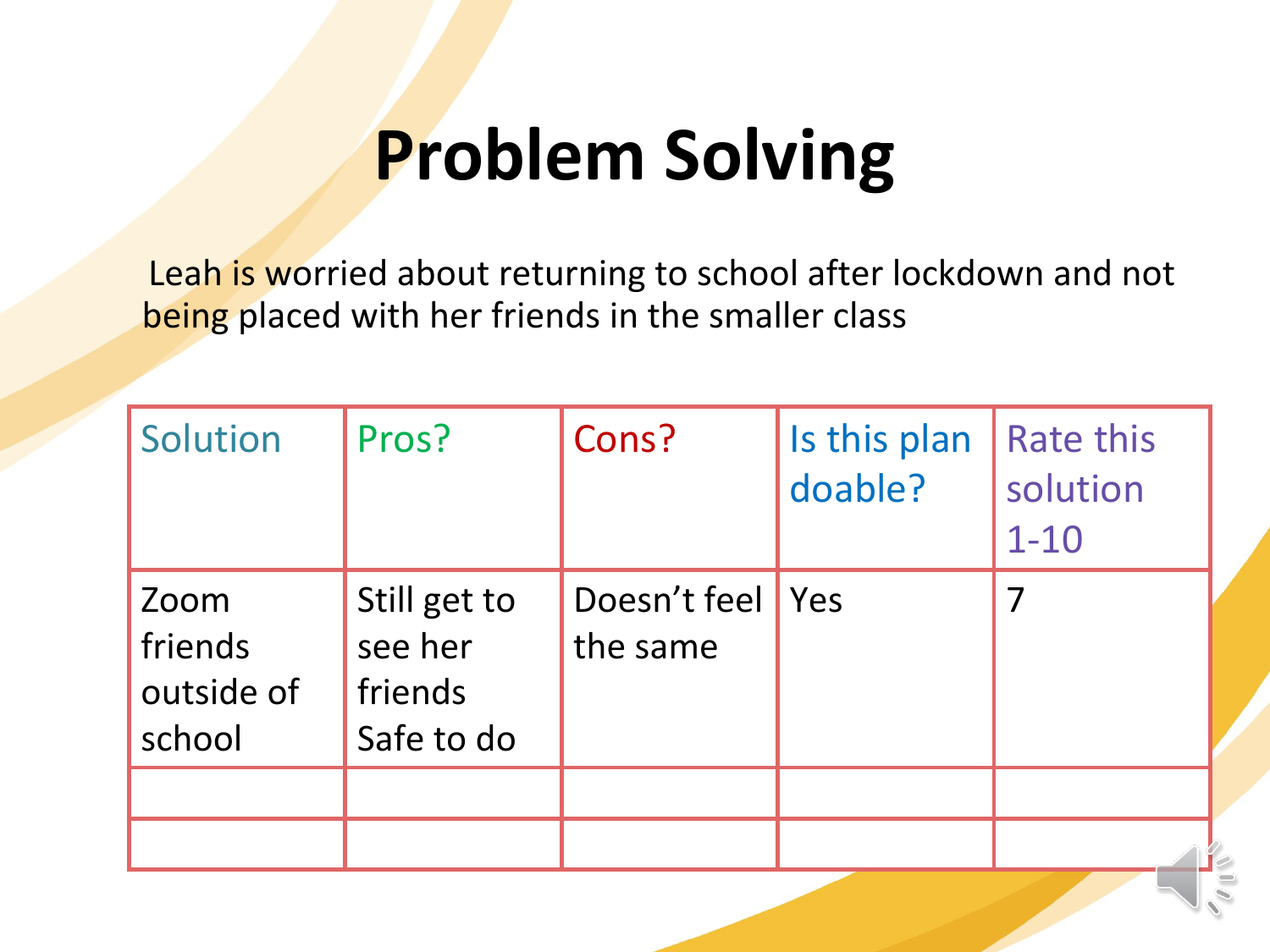# Problem Solving

Leah is worried about returning to school after lockdown and not being placed with her friends in the smaller class

| Solution | Pros? | Cons? | Is this plan doable? | Rate this solution 1-10 |
| --- | --- | --- | --- | --- |
| Zoom friends outside of school | Still get to see her friends<br>Safe to do | Doesn't feel the same | Yes | 7 |
| | | | | |
| | | | | |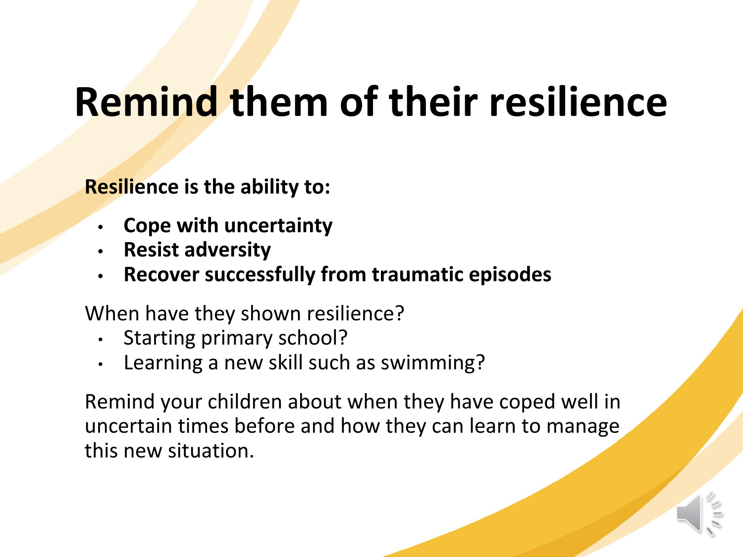# Remind them of their resilience

**Resilience is the ability to:**

- **Cope with uncertainty**
- **Resist adversity**
- **Recover successfully from traumatic episodes**

When have they shown resilience?

- Starting primary school?
- Learning a new skill such as swimming?

Remind your children about when they have coped well in uncertain times before and how they can learn to manage this new situation.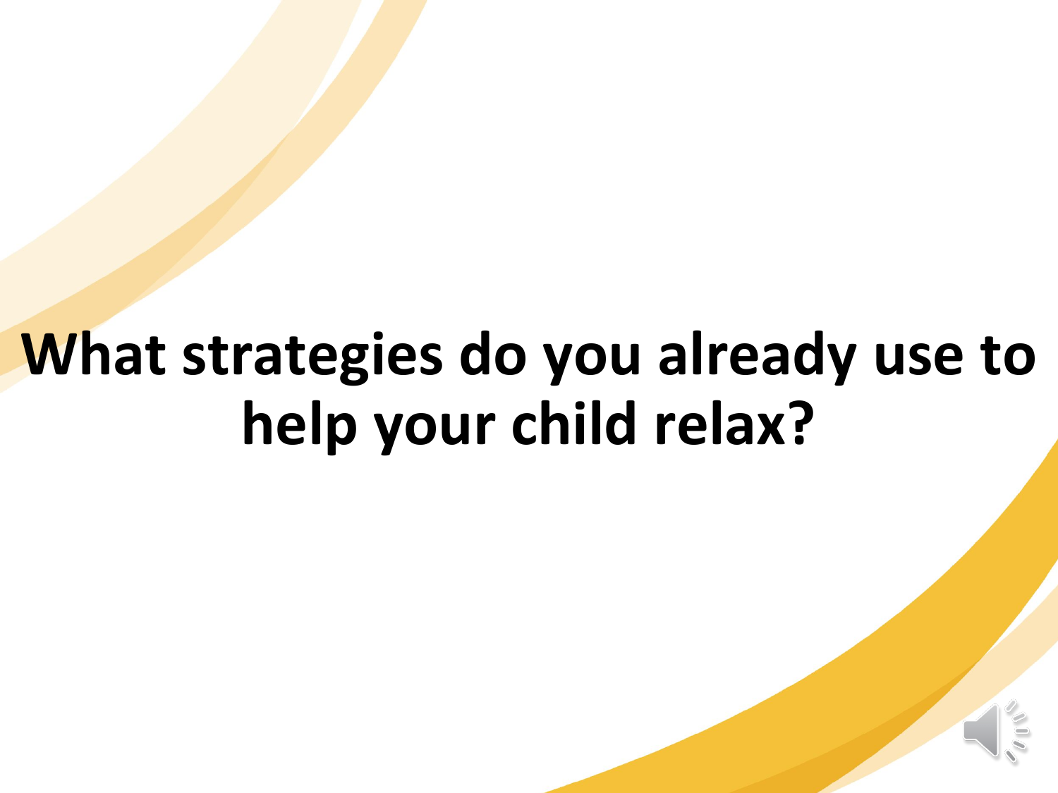# What strategies do you already use to help your child relax?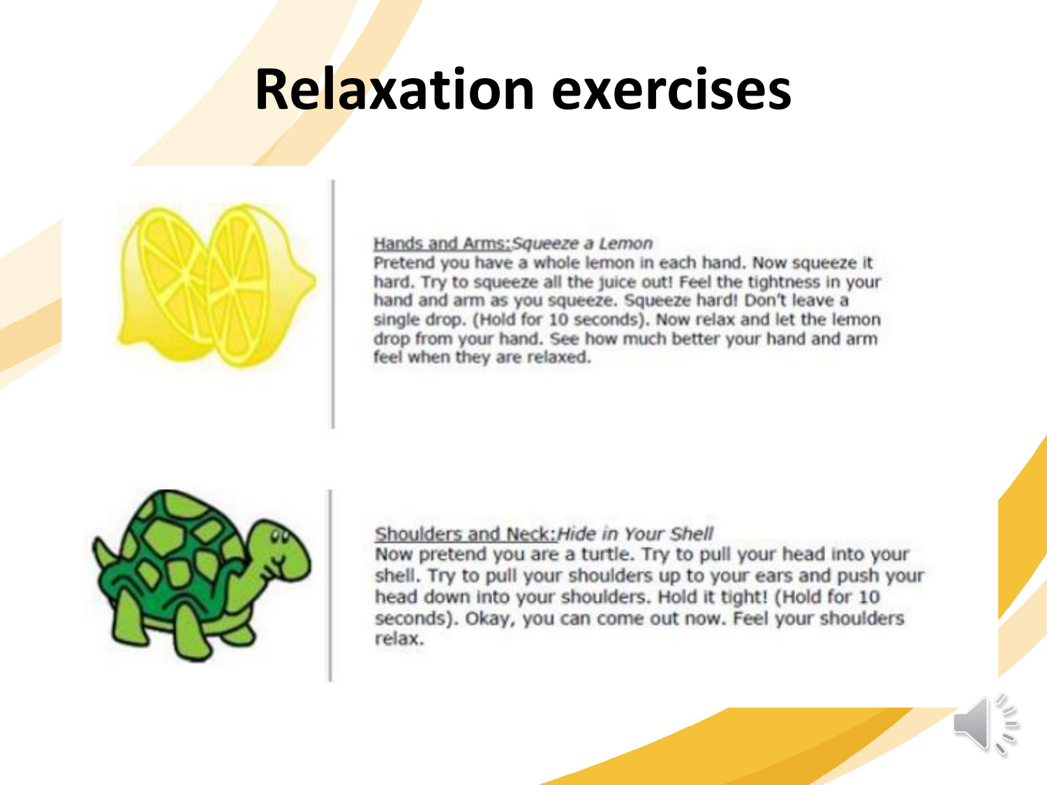# Relaxation exercises

<u>Hands and Arms:</u>*Squeeze a Lemon*

Pretend you have a whole lemon in each hand. Now squeeze it hard. Try to squeeze all the juice out! Feel the tightness in your hand and arm as you squeeze. Squeeze hard! Don't leave a single drop. (Hold for 10 seconds). Now relax and let the lemon drop from your hand. See how much better your hand and arm feel when they are relaxed.

<u>Shoulders and Neck:</u>*Hide in Your Shell*

Now pretend you are a turtle. Try to pull your head into your shell. Try to pull your shoulders up to your ears and push your head down into your shoulders. Hold it tight! (Hold for 10 seconds). Okay, you can come out now. Feel your shoulders relax.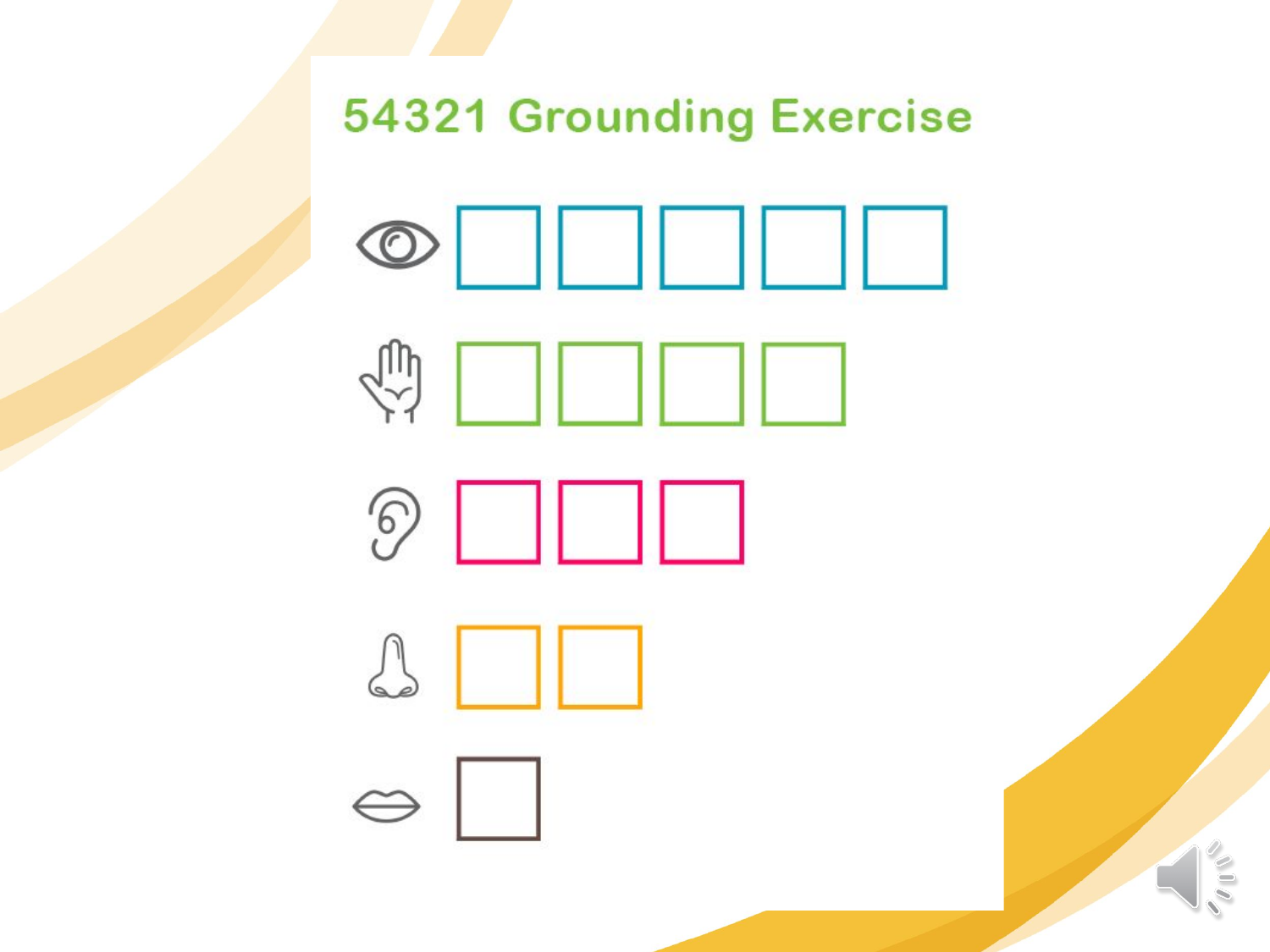# 54321 Grounding Exercise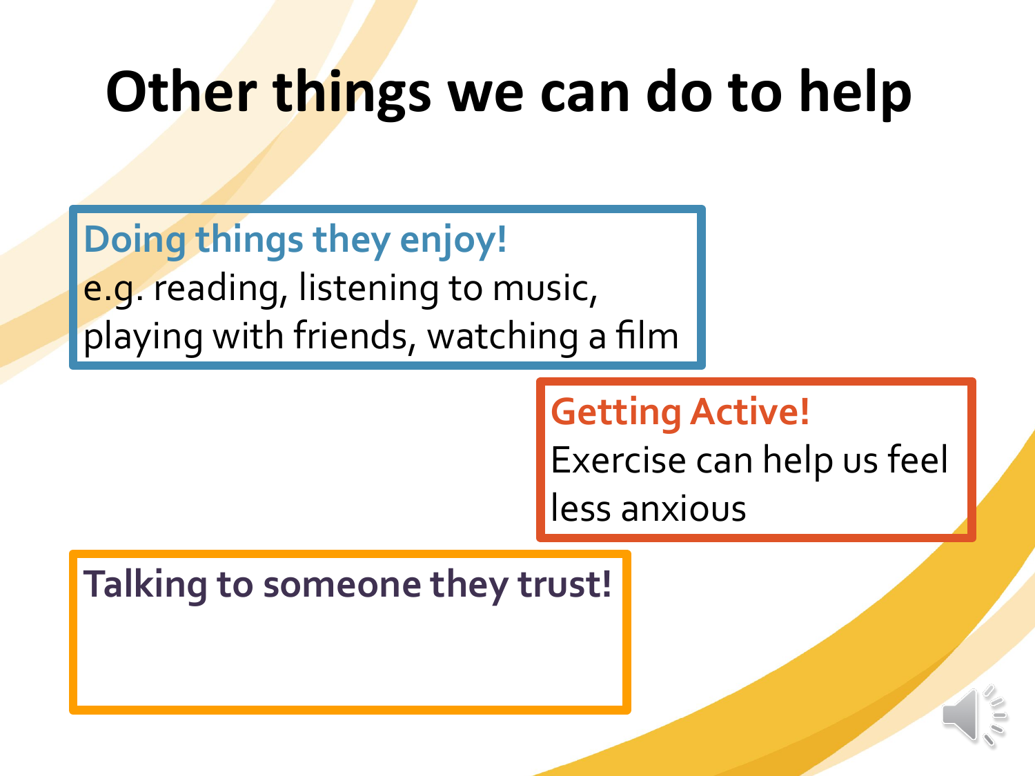# Other things we can do to help

**Doing things they enjoy!**
e.g. reading, listening to music, playing with friends, watching a film

**Getting Active!**
Exercise can help us feel less anxious

**Talking to someone they trust!**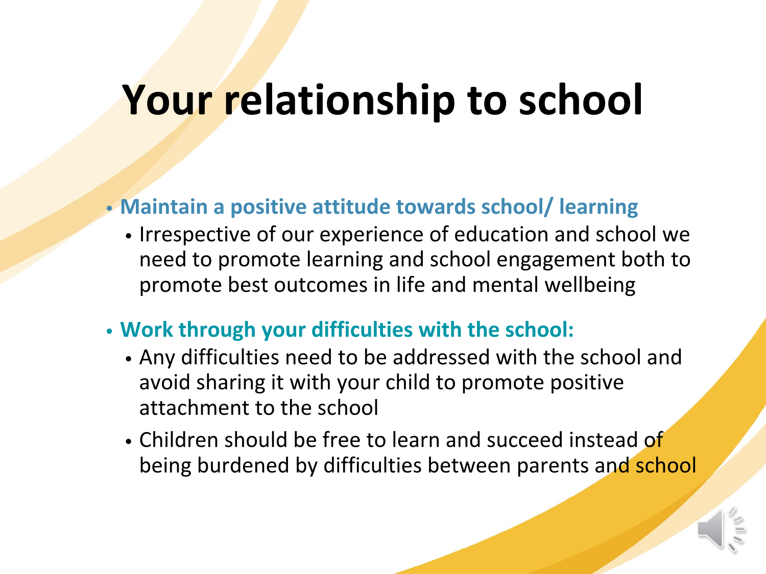# Your relationship to school

- **Maintain a positive attitude towards school/ learning**
  - Irrespective of our experience of education and school we need to promote learning and school engagement both to promote best outcomes in life and mental wellbeing
- **Work through your difficulties with the school:**
  - Any difficulties need to be addressed with the school and avoid sharing it with your child to promote positive attachment to the school
  - Children should be free to learn and succeed instead of being burdened by difficulties between parents and school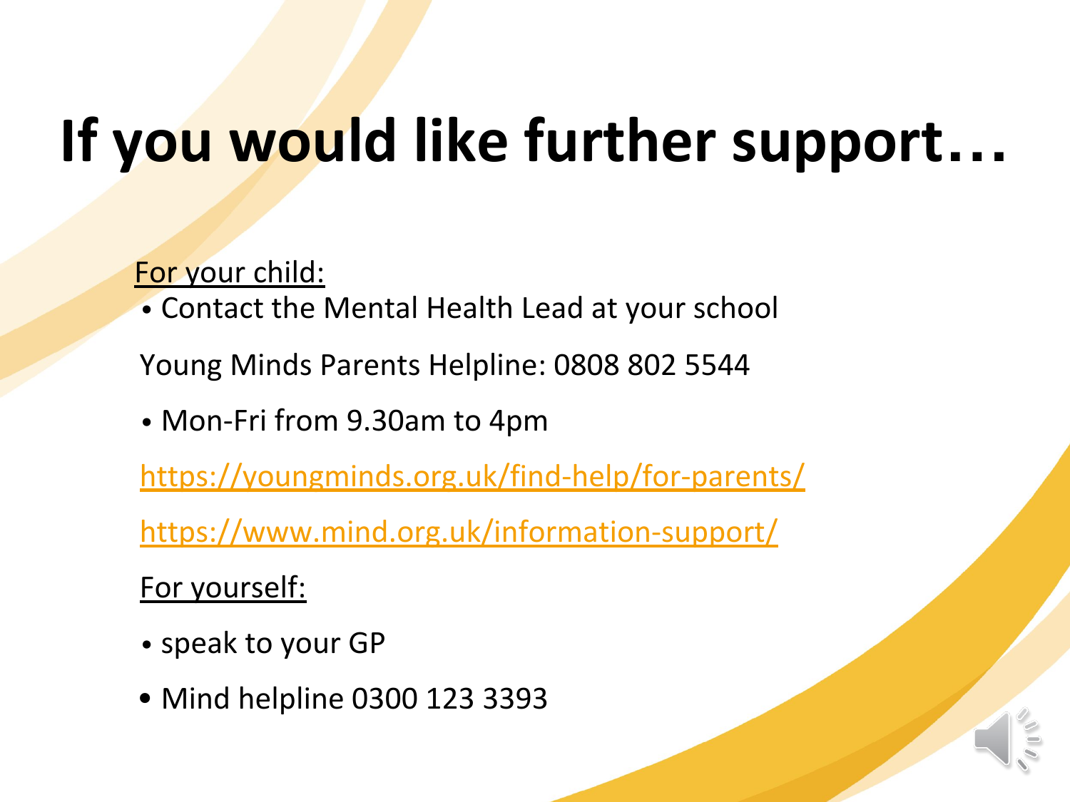# If you would like further support…

For your child:

- Contact the Mental Health Lead at your school

Young Minds Parents Helpline: 0808 802 5544

- Mon-Fri from 9.30am to 4pm

https://youngminds.org.uk/find-help/for-parents/

https://www.mind.org.uk/information-support/

For yourself:

- speak to your GP
- Mind helpline 0300 123 3393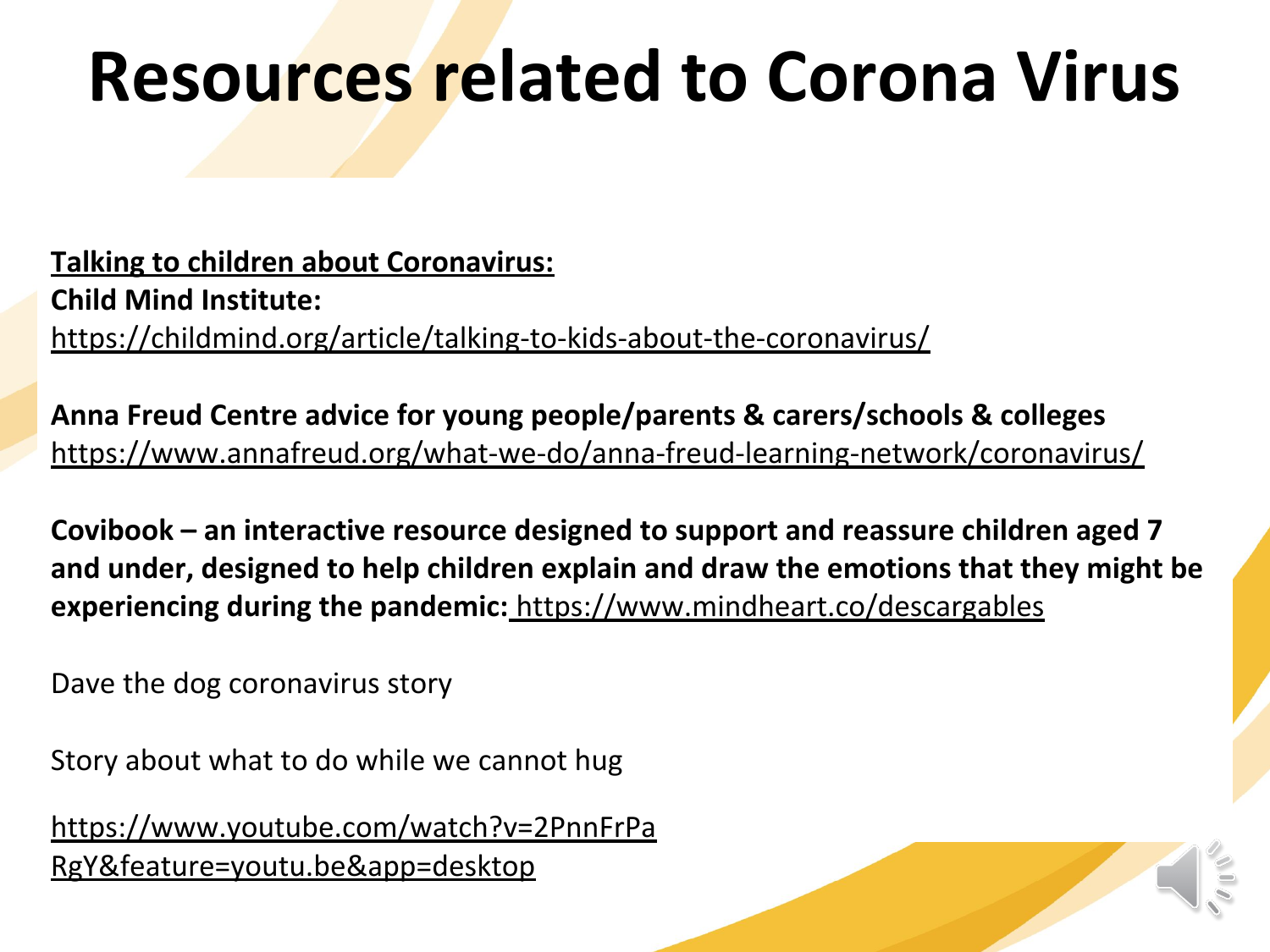# Resources related to Corona Virus

**Talking to children about Coronavirus:**

**Child Mind Institute:**

https://childmind.org/article/talking-to-kids-about-the-coronavirus/

**Anna Freud Centre advice for young people/parents & carers/schools & colleges**

https://www.annafreud.org/what-we-do/anna-freud-learning-network/coronavirus/

**Covibook – an interactive resource designed to support and reassure children aged 7 and under, designed to help children explain and draw the emotions that they might be experiencing during the pandemic:** https://www.mindheart.co/descargables

Dave the dog coronavirus story

Story about what to do while we cannot hug

https://www.youtube.com/watch?v=2PnnFrPaRgY&feature=youtu.be&app=desktop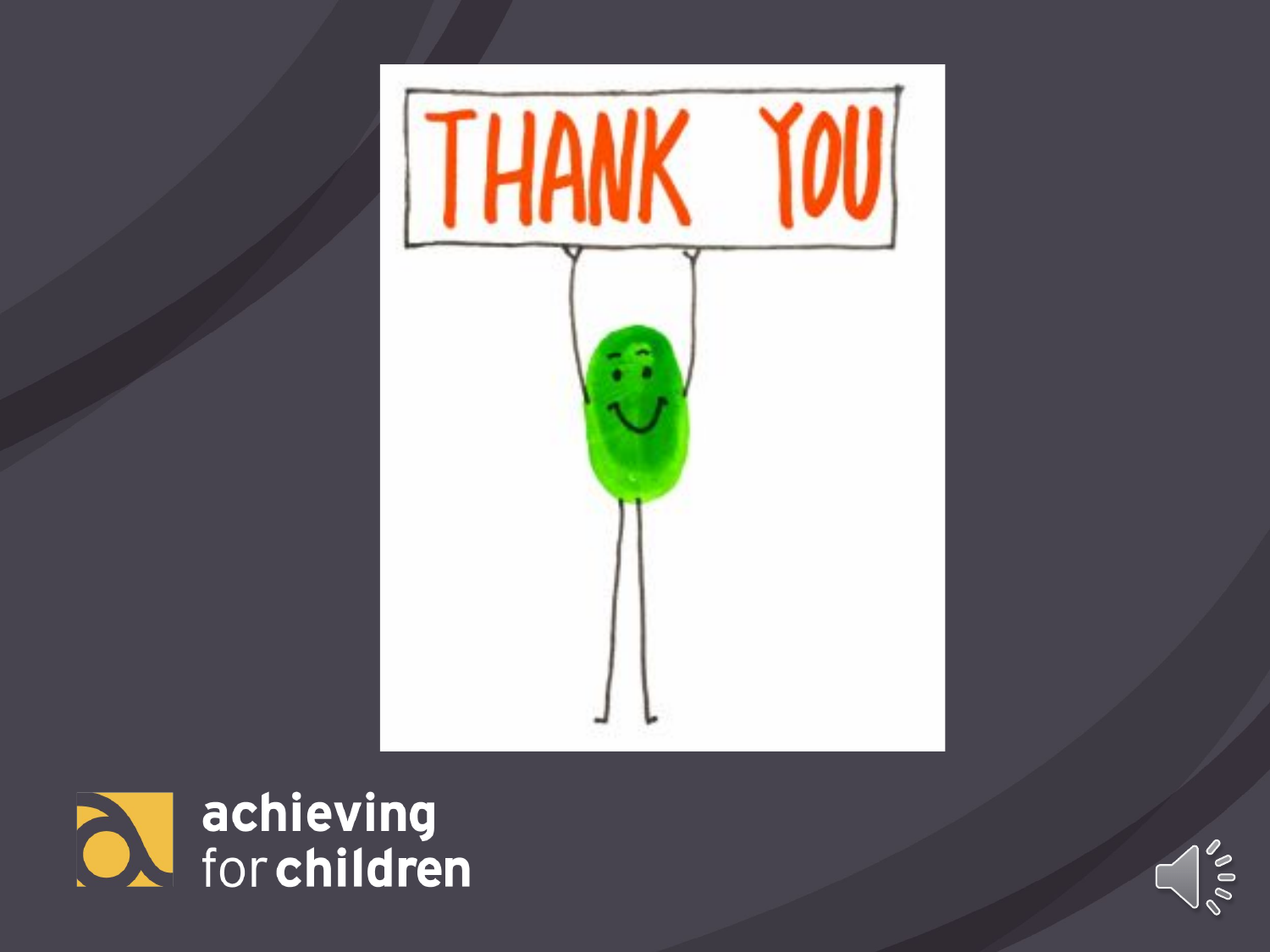THANK YOU

achieving
for children